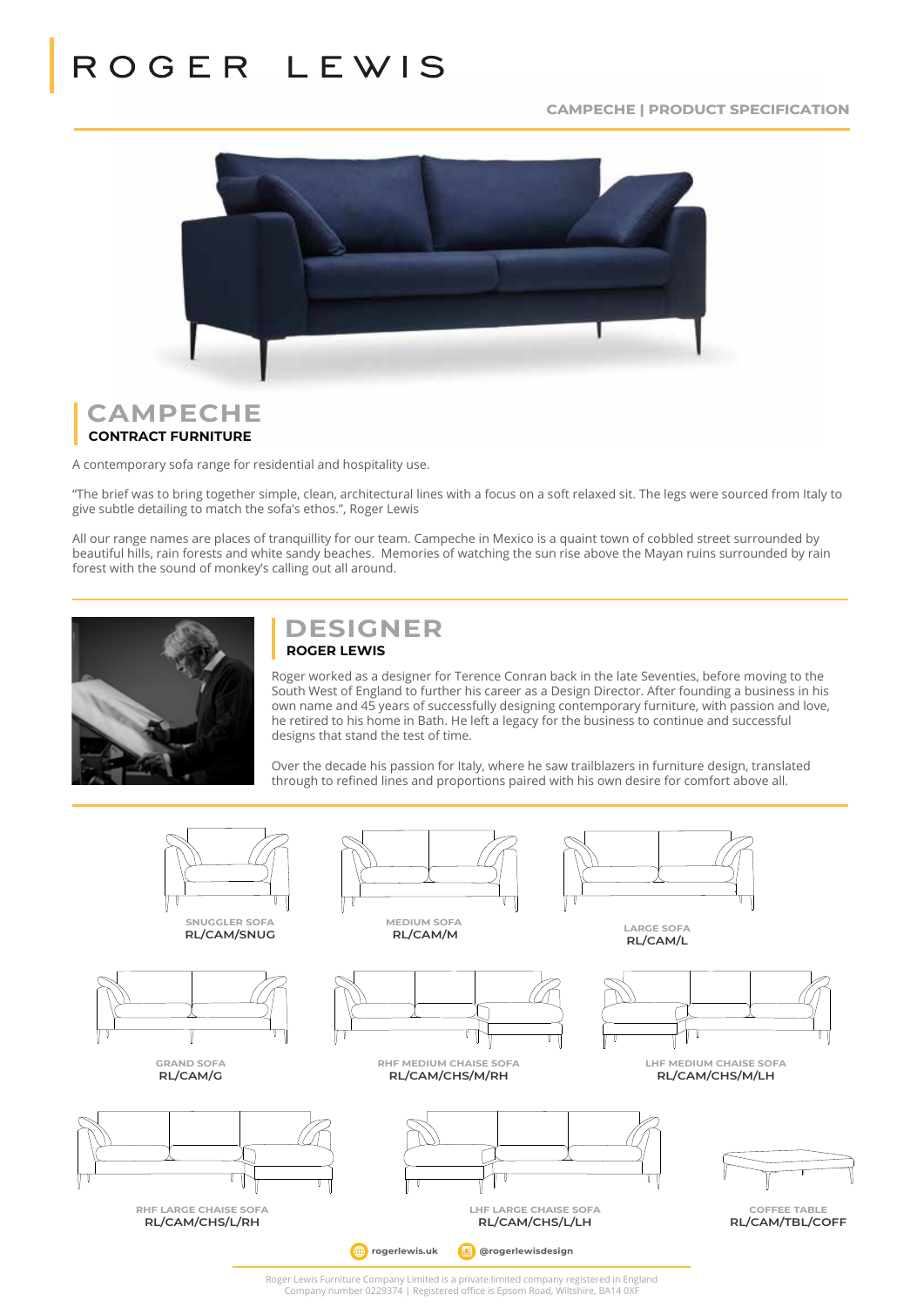# ROGER LEWIS

CAMPECHE | PRODUCT SPECIFICATION

## CAMPECHE
**CONTRACT FURNITURE**

A contemporary sofa range for residential and hospitality use.

"The brief was to bring together simple, clean, architectural lines with a focus on a soft relaxed sit. The legs were sourced from Italy to give subtle detailing to match the sofa's ethos.", Roger Lewis

All our range names are places of tranquillity for our team. Campeche in Mexico is a quaint town of cobbled street surrounded by beautiful hills, rain forests and white sandy beaches. Memories of watching the sun rise above the Mayan ruins surrounded by rain forest with the sound of monkey's calling out all around.

## DESIGNER
**ROGER LEWIS**

Roger worked as a designer for Terence Conran back in the late Seventies, before moving to the South West of England to further his career as a Design Director. After founding a business in his own name and 45 years of successfully designing contemporary furniture, with passion and love, he retired to his home in Bath. He left a legacy for the business to continue and successful designs that stand the test of time.

Over the decade his passion for Italy, where he saw trailblazers in furniture design, translated through to refined lines and proportions paired with his own desire for comfort above all.

SNUGGLER SOFA
**RL/CAM/SNUG**

MEDIUM SOFA
**RL/CAM/M**

LARGE SOFA
**RL/CAM/L**

GRAND SOFA
**RL/CAM/G**

RHF MEDIUM CHAISE SOFA
**RL/CAM/CHS/M/RH**

LHF MEDIUM CHAISE SOFA
**RL/CAM/CHS/M/LH**

RHF LARGE CHAISE SOFA
**RL/CAM/CHS/L/RH**

LHF LARGE CHAISE SOFA
**RL/CAM/CHS/L/LH**

COFFEE TABLE
**RL/CAM/TBL/COFF**

rogerlewis.uk | @rogerlewisdesign

Roger Lewis Furniture Company Limited is a private limited company registered in England
Company number 0229374 | Registered office is Epsom Road, Wiltshire, BA14 0XF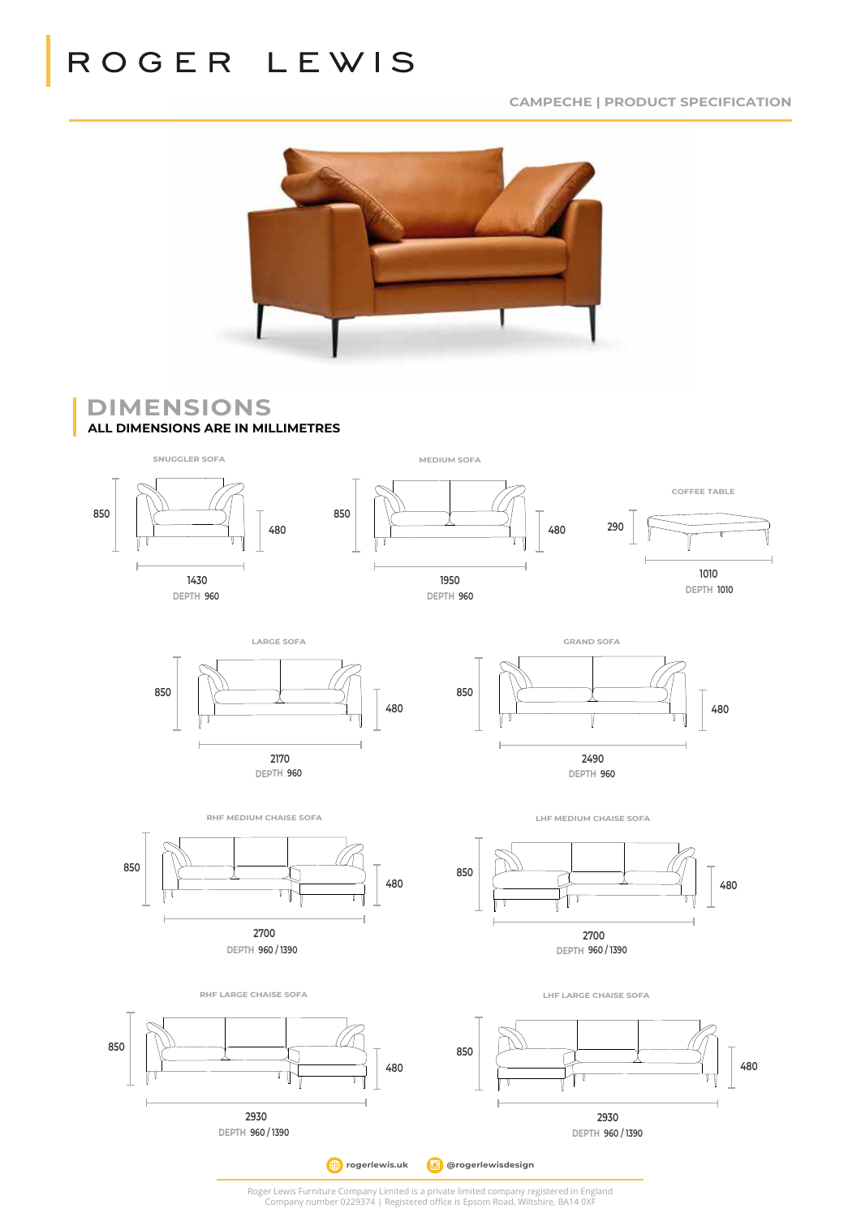# ROGER LEWIS

CAMPECHE | PRODUCT SPECIFICATION

## DIMENSIONS

**ALL DIMENSIONS ARE IN MILLIMETRES**

SNUGGLER SOFA

850

480

1430

DEPTH 960

MEDIUM SOFA

850

480

1950

DEPTH 960

COFFEE TABLE

290

1010

DEPTH 1010

LARGE SOFA

850

480

2170

DEPTH 960

GRAND SOFA

850

480

2490

DEPTH 960

RHF MEDIUM CHAISE SOFA

850

480

2700

DEPTH 960 / 1390

LHF MEDIUM CHAISE SOFA

850

480

2700

DEPTH 960 / 1390

RHF LARGE CHAISE SOFA

850

480

2930

DEPTH 960 / 1390

LHF LARGE CHAISE SOFA

850

480

2930

DEPTH 960 / 1390

rogerlewis.uk @rogerlewisdesign

Roger Lewis Furniture Company Limited is a private limited company registered in England
Company number 0229374 | Registered office is Epsom Road, Wiltshire, BA14 0XF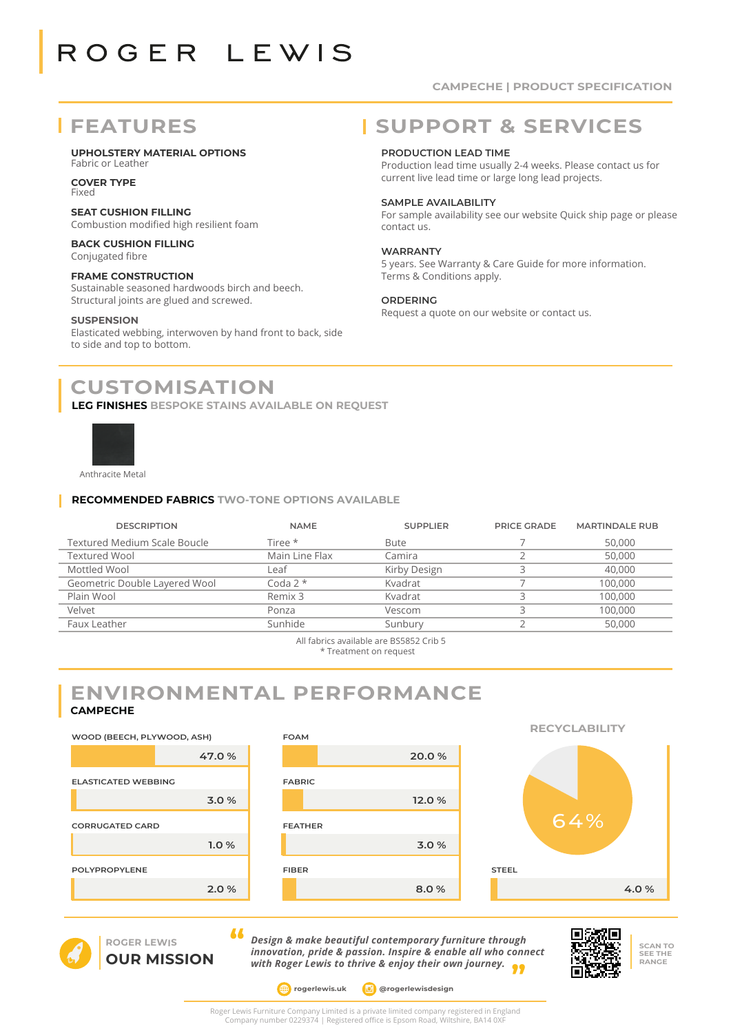# ROGER LEWIS

CAMPECHE | PRODUCT SPECIFICATION

## FEATURES

**UPHOLSTERY MATERIAL OPTIONS**
Fabric or Leather

**COVER TYPE**
Fixed

**SEAT CUSHION FILLING**
Combustion modified high resilient foam

**BACK CUSHION FILLING**
Conjugated fibre

**FRAME CONSTRUCTION**
Sustainable seasoned hardwoods birch and beech. Structural joints are glued and screwed.

**SUSPENSION**
Elasticated webbing, interwoven by hand front to back, side to side and top to bottom.

## SUPPORT & SERVICES

**PRODUCTION LEAD TIME**
Production lead time usually 2-4 weeks. Please contact us for current live lead time or large long lead projects.

**SAMPLE AVAILABILITY**
For sample availability see our website Quick ship page or please contact us.

**WARRANTY**
5 years. See Warranty & Care Guide for more information. Terms & Conditions apply.

**ORDERING**
Request a quote on our website or contact us.

## CUSTOMISATION

**LEG FINISHES** BESPOKE STAINS AVAILABLE ON REQUEST

Anthracite Metal

**RECOMMENDED FABRICS** TWO-TONE OPTIONS AVAILABLE

| DESCRIPTION | NAME | SUPPLIER | PRICE GRADE | MARTINDALE RUB |
|---|---|---|---|---|
| Textured Medium Scale Boucle | Tiree * | Bute | 7 | 50,000 |
| Textured Wool | Main Line Flax | Camira | 2 | 50,000 |
| Mottled Wool | Leaf | Kirby Design | 3 | 40,000 |
| Geometric Double Layered Wool | Coda 2 * | Kvadrat | 7 | 100,000 |
| Plain Wool | Remix 3 | Kvadrat | 3 | 100,000 |
| Velvet | Ponza | Vescom | 3 | 100,000 |
| Faux Leather | Sunhide | Sunbury | 2 | 50,000 |

All fabrics available are BS5852 Crib 5
* Treatment on request

## ENVIRONMENTAL PERFORMANCE

**CAMPECHE**

WOOD (BEECH, PLYWOOD, ASH) 47.0 %
ELASTICATED WEBBING 3.0 %
CORRUGATED CARD 1.0 %
POLYPROPYLENE 2.0 %
FOAM 20.0 %
FABRIC 12.0 %
FEATHER 3.0 %
FIBER 8.0 %

RECYCLABILITY
64%

STEEL 4.0 %

ROGER LEWIS
**OUR MISSION**

*Design & make beautiful contemporary furniture through innovation, pride & passion. Inspire & enable all who connect with Roger Lewis to thrive & enjoy their own journey.*

SCAN TO SEE THE RANGE

rogerlewis.uk | @rogerlewisdesign

Roger Lewis Furniture Company Limited is a private limited company registered in England
Company number 0229374 | Registered office is Epsom Road, Wiltshire, BA14 0XF